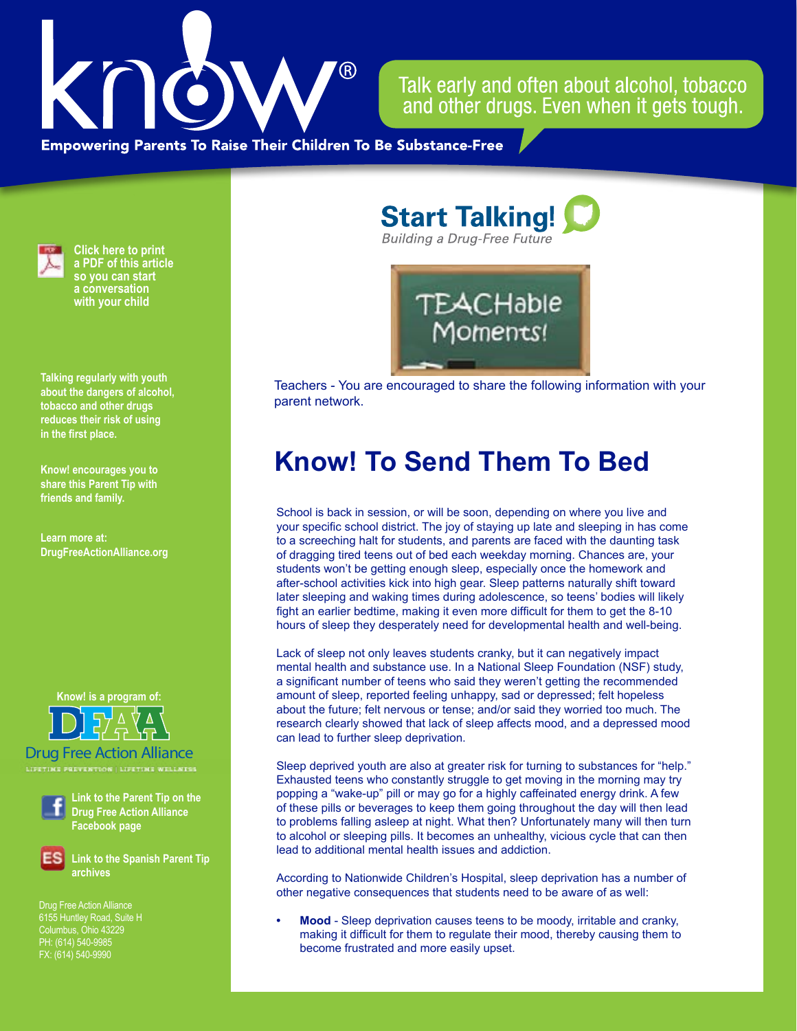know®

Talk early and often about alcohol, tobacco and other drugs. Even when it gets tough.

**Empowering Parents To Raise Their Children To Be Substance-Free**

**Click here to print a PDF of this article so you can start a conversation with your child**

**Talking regularly with youth about the dangers of alcohol, tobacco and other drugs reduces their risk of using in the first place.**

**Know! encourages you to share this Parent Tip with friends and family.**

**Learn more at: DrugFreeActionAlliance.org**

**Know! is a program of:**

DFAA Drug Free Action Alliance

LIFETIME PREVENTION | LIFETIME WELLNESS

**Link to the Parent Tip on the Drug Free Action Alliance Facebook page**

**Link to the Spanish Parent Tip archives**

Drug Free Action Alliance
6155 Huntley Road, Suite H
Columbus, Ohio 43229
PH: (614) 540-9985
FX: (614) 540-9990

**Start Talking!**
*Building a Drug-Free Future*

TEACHable Moments!

Teachers - You are encouraged to share the following information with your parent network.

# Know! To Send Them To Bed

School is back in session, or will be soon, depending on where you live and your specific school district. The joy of staying up late and sleeping in has come to a screeching halt for students, and parents are faced with the daunting task of dragging tired teens out of bed each weekday morning. Chances are, your students won't be getting enough sleep, especially once the homework and after-school activities kick into high gear. Sleep patterns naturally shift toward later sleeping and waking times during adolescence, so teens' bodies will likely fight an earlier bedtime, making it even more difficult for them to get the 8-10 hours of sleep they desperately need for developmental health and well-being.

Lack of sleep not only leaves students cranky, but it can negatively impact mental health and substance use. In a National Sleep Foundation (NSF) study, a significant number of teens who said they weren't getting the recommended amount of sleep, reported feeling unhappy, sad or depressed; felt hopeless about the future; felt nervous or tense; and/or said they worried too much. The research clearly showed that lack of sleep affects mood, and a depressed mood can lead to further sleep deprivation.

Sleep deprived youth are also at greater risk for turning to substances for "help." Exhausted teens who constantly struggle to get moving in the morning may try popping a "wake-up" pill or may go for a highly caffeinated energy drink. A few of these pills or beverages to keep them going throughout the day will then lead to problems falling asleep at night. What then? Unfortunately many will then turn to alcohol or sleeping pills. It becomes an unhealthy, vicious cycle that can then lead to additional mental health issues and addiction.

According to Nationwide Children's Hospital, sleep deprivation has a number of other negative consequences that students need to be aware of as well:

- **Mood** - Sleep deprivation causes teens to be moody, irritable and cranky, making it difficult for them to regulate their mood, thereby causing them to become frustrated and more easily upset.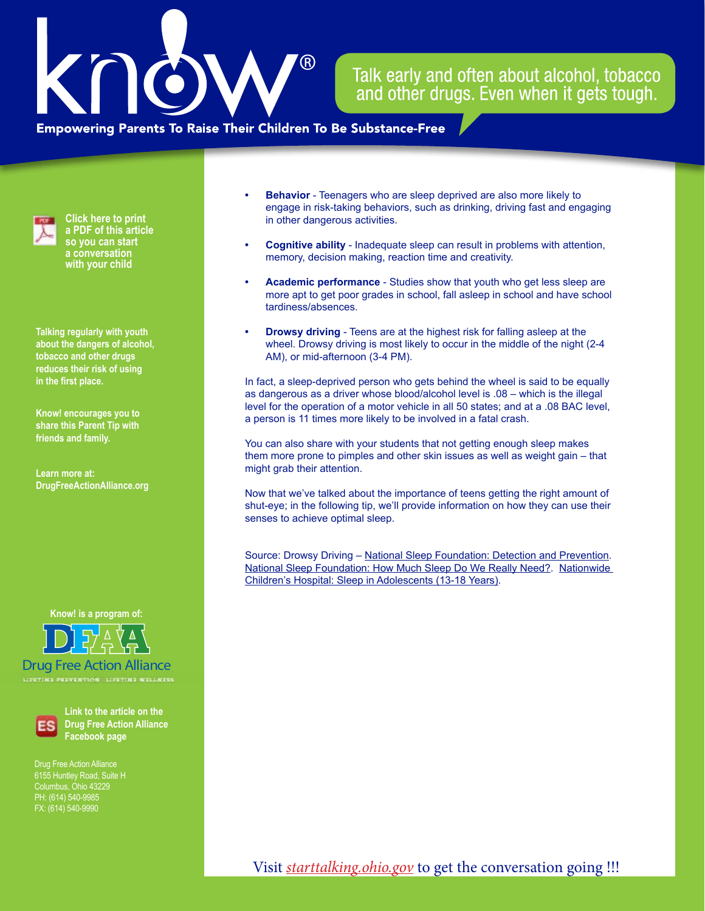# know!®

Talk early and often about alcohol, tobacco and other drugs. Even when it gets tough.

**Empowering Parents To Raise Their Children To Be Substance-Free**

**Click here to print a PDF of this article so you can start a conversation with your child**

**Talking regularly with youth about the dangers of alcohol, tobacco and other drugs reduces their risk of using in the first place.**

**Know! encourages you to share this Parent Tip with friends and family.**

**Learn more at: DrugFreeActionAlliance.org**

- **Behavior** - Teenagers who are sleep deprived are also more likely to engage in risk-taking behaviors, such as drinking, driving fast and engaging in other dangerous activities.
- **Cognitive ability** - Inadequate sleep can result in problems with attention, memory, decision making, reaction time and creativity.
- **Academic performance** - Studies show that youth who get less sleep are more apt to get poor grades in school, fall asleep in school and have school tardiness/absences.
- **Drowsy driving** - Teens are at the highest risk for falling asleep at the wheel. Drowsy driving is most likely to occur in the middle of the night (2-4 AM), or mid-afternoon (3-4 PM).

In fact, a sleep-deprived person who gets behind the wheel is said to be equally as dangerous as a driver whose blood/alcohol level is .08 – which is the illegal level for the operation of a motor vehicle in all 50 states; and at a .08 BAC level, a person is 11 times more likely to be involved in a fatal crash.

You can also share with your students that not getting enough sleep makes them more prone to pimples and other skin issues as well as weight gain – that might grab their attention.

Now that we've talked about the importance of teens getting the right amount of shut-eye; in the following tip, we'll provide information on how they can use their senses to achieve optimal sleep.

Source: Drowsy Driving – National Sleep Foundation: Detection and Prevention. National Sleep Foundation: How Much Sleep Do We Really Need?. Nationwide Children's Hospital: Sleep in Adolescents (13-18 Years).

**Know! is a program of:**

Drug Free Action Alliance

LIFETIME PREVENTION | LIFETIME WELLNESS

**Link to the article on the Drug Free Action Alliance Facebook page**

Drug Free Action Alliance
6155 Huntley Road, Suite H
Columbus, Ohio 43229
PH: (614) 540-9985
FX: (614) 540-9990

Visit *starttalking.ohio.gov* to get the conversation going !!!